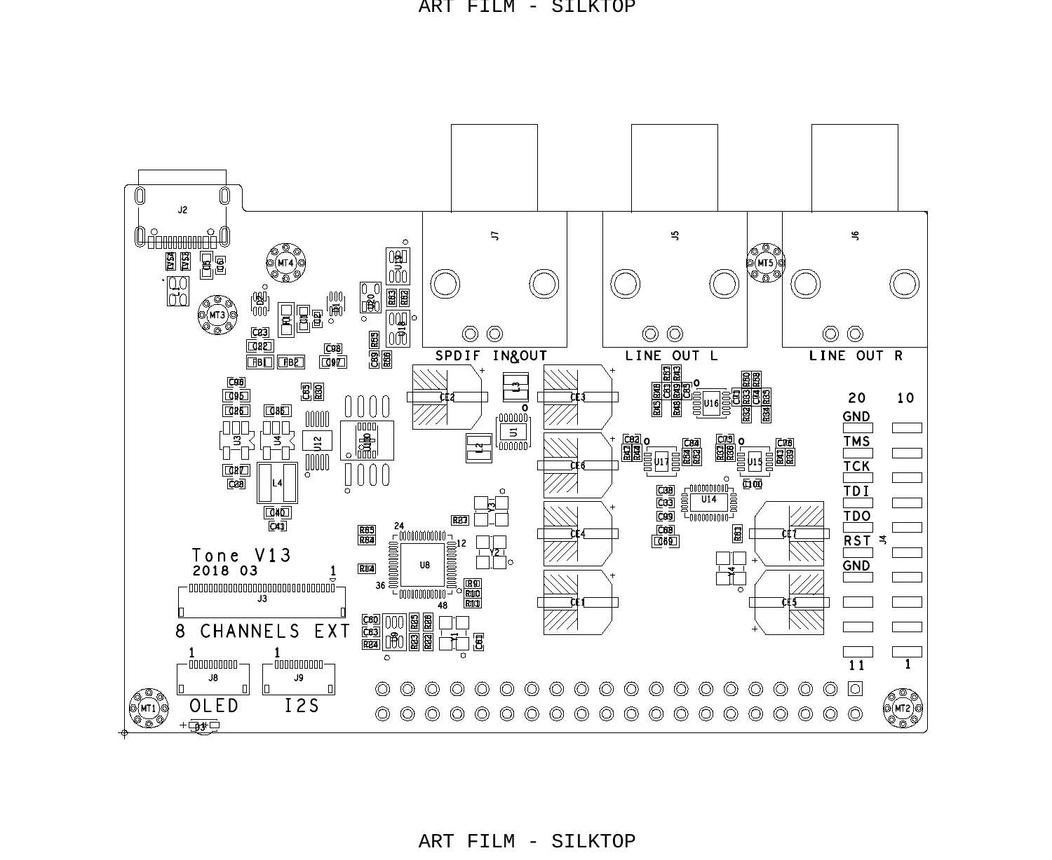ART FILM - SILKTOP

SPDIF IN&OUT

LINE OUT L

LINE OUT R

J7 J5 J6 J2

MT1 MT2 MT3 MT4 MT5

20 10

GND

TMS

TCK

TDI

TDO

RST

GND

11 1

J4

Tone V13

2018 03

1

J3

8 CHANNELS EXT

1 1

J8 J9

OLED I2S

ART FILM - SILKTOP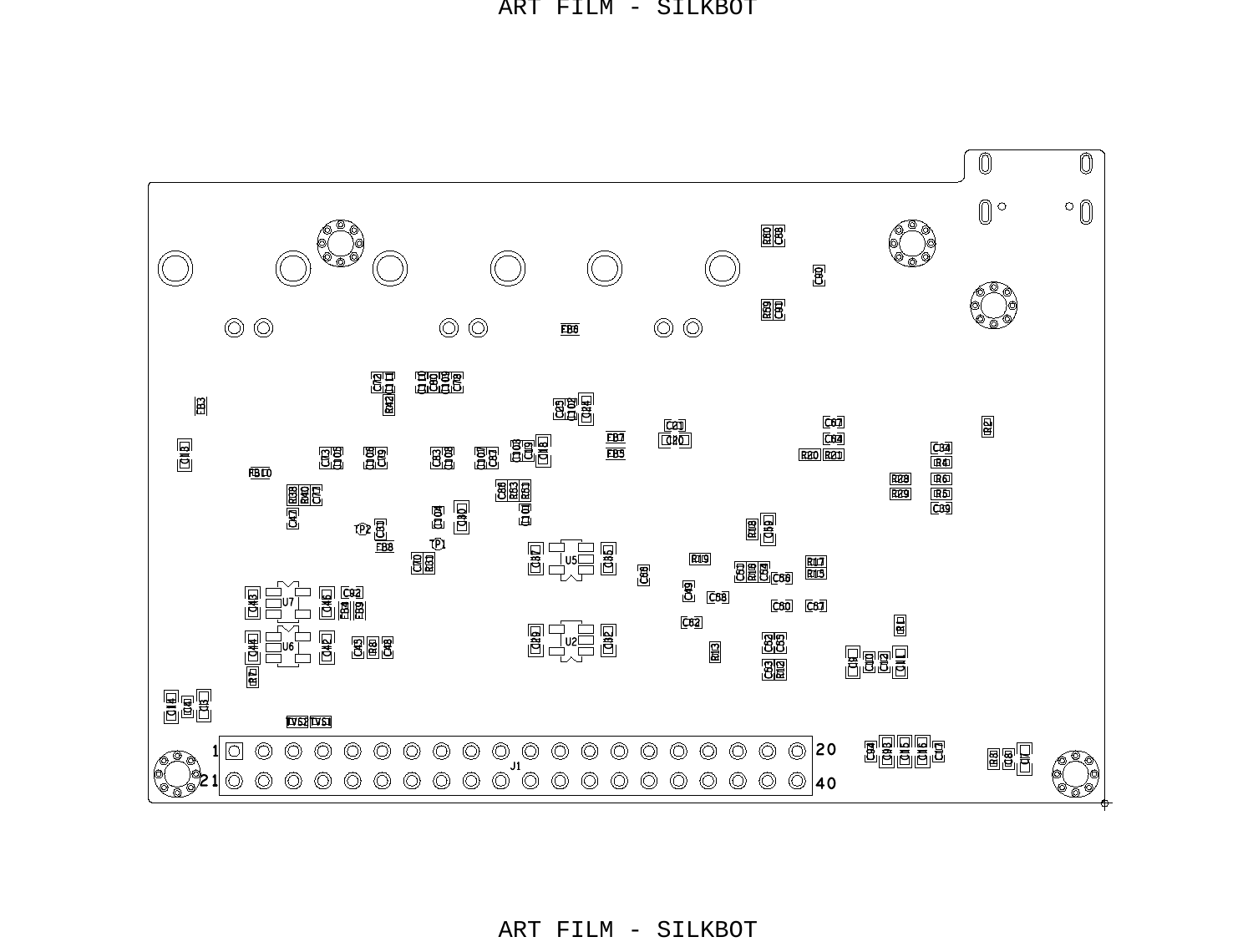ART FILM - SILKBOT